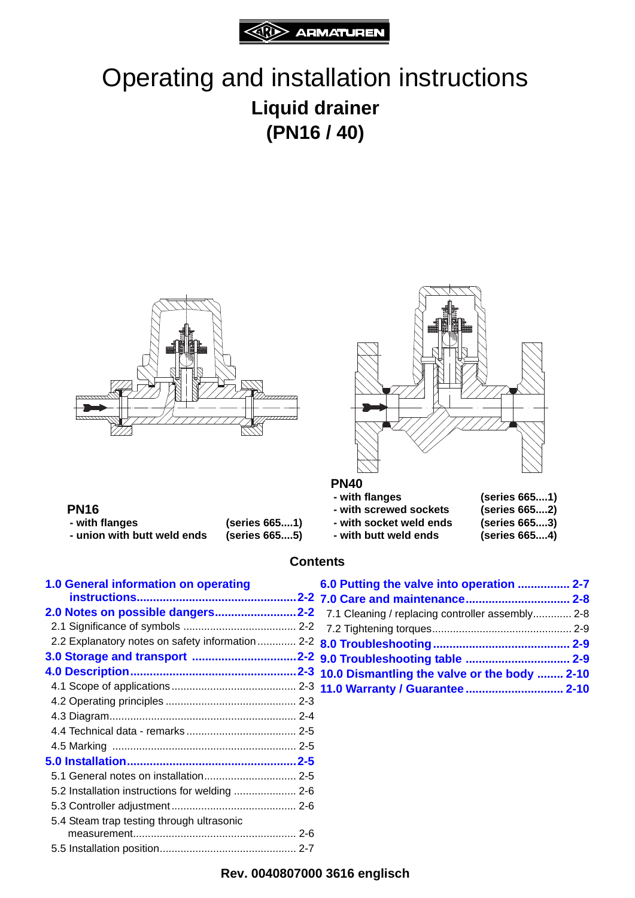ARI ARMATUREN

# Operating and installation instructions

## Liquid drainer

## (PN16 / 40)

**PN16**

| | |
|---|---|
| **- with flanges** | **(series 665....1)** |
| **- union with butt weld ends** | **(series 665....5)** |

**PN40**

| | |
|---|---|
| **- with flanges** | **(series 665....1)** |
| **- with screwed sockets** | **(series 665....2)** |
| **- with socket weld ends** | **(series 665....3)** |
| **- with butt weld ends** | **(series 665....4)** |

## Contents

**1.0 General information on operating instructions ..... 2-2**

**2.0 Notes on possible dangers ..... 2-2**

- 2.1 Significance of symbols ..... 2-2
- 2.2 Explanatory notes on safety information ..... 2-2

**3.0 Storage and transport ..... 2-2**

**4.0 Description ..... 2-3**

- 4.1 Scope of applications ..... 2-3
- 4.2 Operating principles ..... 2-3
- 4.3 Diagram ..... 2-4
- 4.4 Technical data - remarks ..... 2-5
- 4.5 Marking ..... 2-5

**5.0 Installation ..... 2-5**

- 5.1 General notes on installation ..... 2-5
- 5.2 Installation instructions for welding ..... 2-6
- 5.3 Controller adjustment ..... 2-6
- 5.4 Steam trap testing through ultrasonic measurement ..... 2-6
- 5.5 Installation position ..... 2-7

**6.0 Putting the valve into operation ..... 2-7**

**7.0 Care and maintenance ..... 2-8**

- 7.1 Cleaning / replacing controller assembly ..... 2-8
- 7.2 Tightening torques ..... 2-9

**8.0 Troubleshooting ..... 2-9**

**9.0 Troubleshooting table ..... 2-9**

**10.0 Dismantling the valve or the body ..... 2-10**

**11.0 Warranty / Guarantee ..... 2-10**

**Rev. 0040807000 3616 englisch**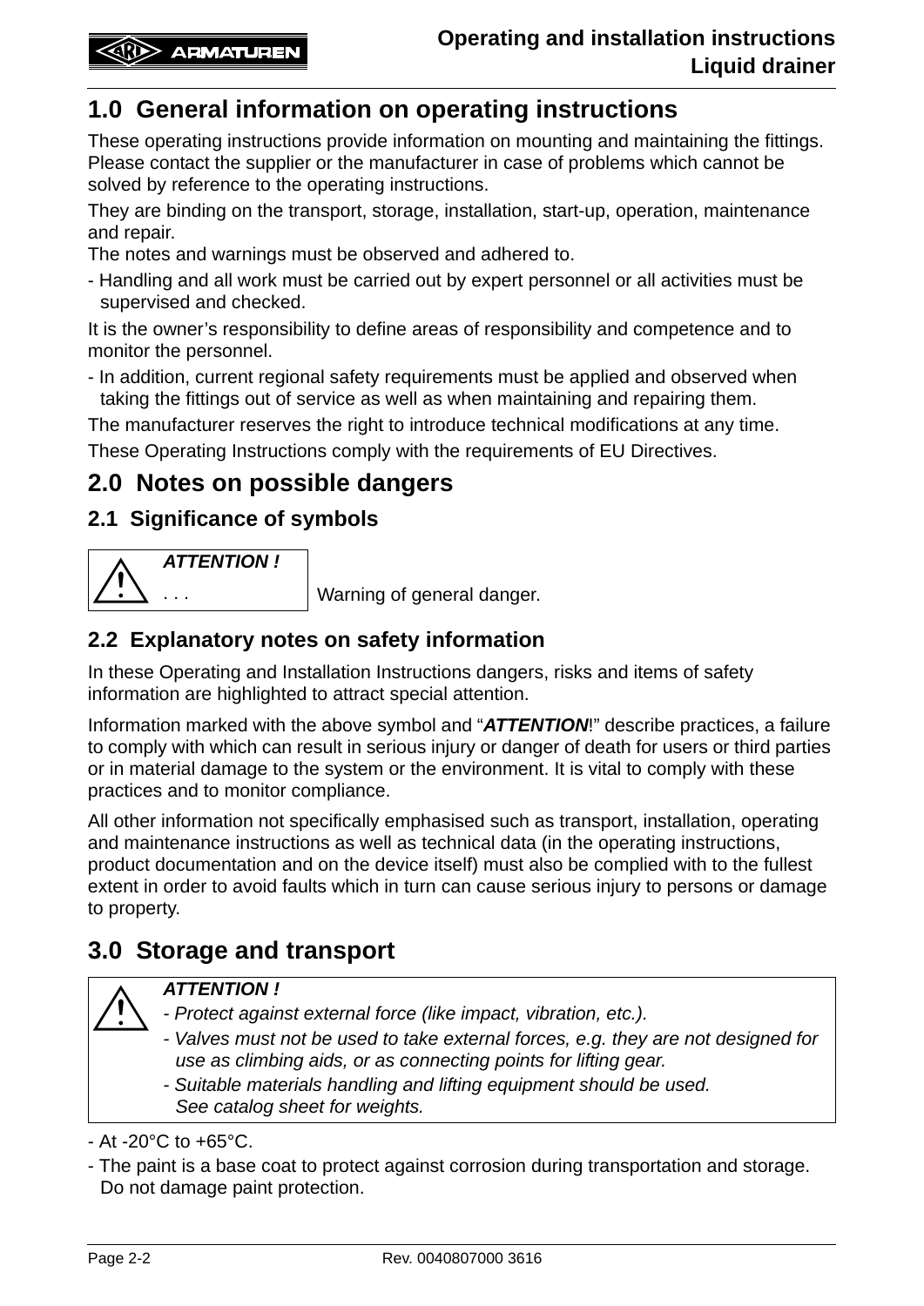## 1.0 General information on operating instructions

These operating instructions provide information on mounting and maintaining the fittings. Please contact the supplier or the manufacturer in case of problems which cannot be solved by reference to the operating instructions.

They are binding on the transport, storage, installation, start-up, operation, maintenance and repair.
The notes and warnings must be observed and adhered to.

- Handling and all work must be carried out by expert personnel or all activities must be supervised and checked.

It is the owner's responsibility to define areas of responsibility and competence and to monitor the personnel.

- In addition, current regional safety requirements must be applied and observed when taking the fittings out of service as well as when maintaining and repairing them.

The manufacturer reserves the right to introduce technical modifications at any time.

These Operating Instructions comply with the requirements of EU Directives.

## 2.0 Notes on possible dangers

### 2.1 Significance of symbols

| ⚠ ***ATTENTION !*** . . . | Warning of general danger. |
|---|---|

### 2.2 Explanatory notes on safety information

In these Operating and Installation Instructions dangers, risks and items of safety information are highlighted to attract special attention.

Information marked with the above symbol and "***ATTENTION***!" describe practices, a failure to comply with which can result in serious injury or danger of death for users or third parties or in material damage to the system or the environment. It is vital to comply with these practices and to monitor compliance.

All other information not specifically emphasised such as transport, installation, operating and maintenance instructions as well as technical data (in the operating instructions, product documentation and on the device itself) must also be complied with to the fullest extent in order to avoid faults which in turn can cause serious injury to persons or damage to property.

## 3.0 Storage and transport

> ⚠ ***ATTENTION !***
>
> *- Protect against external force (like impact, vibration, etc.).*
>
> *- Valves must not be used to take external forces, e.g. they are not designed for use as climbing aids, or as connecting points for lifting gear.*
>
> *- Suitable materials handling and lifting equipment should be used. See catalog sheet for weights.*

- At -20°C to +65°C.
- The paint is a base coat to protect against corrosion during transportation and storage. Do not damage paint protection.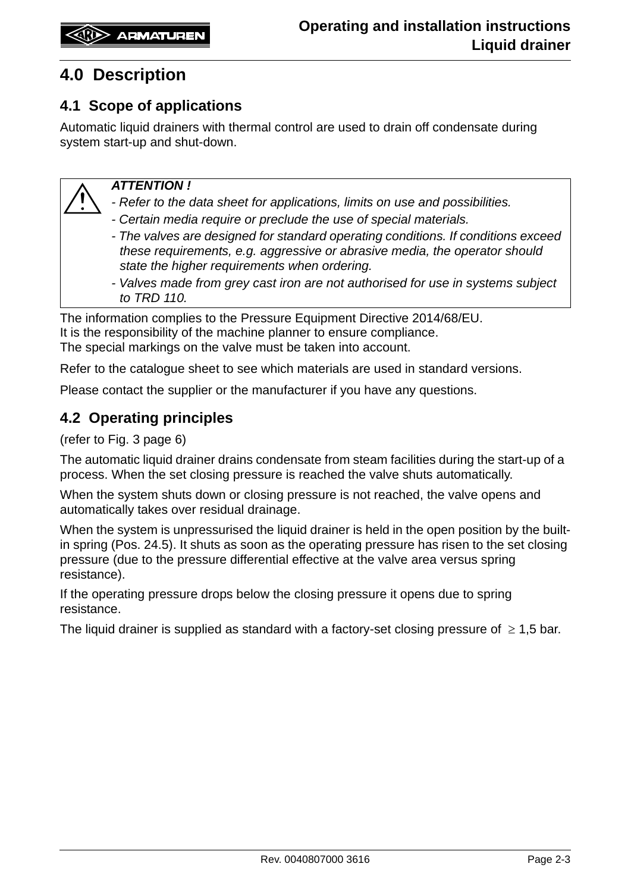# 4.0 Description

## 4.1 Scope of applications

Automatic liquid drainers with thermal control are used to drain off condensate during system start-up and shut-down.

> ⚠ ***ATTENTION !***
>
> *- Refer to the data sheet for applications, limits on use and possibilities.*
>
> *- Certain media require or preclude the use of special materials.*
>
> *- The valves are designed for standard operating conditions. If conditions exceed these requirements, e.g. aggressive or abrasive media, the operator should state the higher requirements when ordering.*
>
> *- Valves made from grey cast iron are not authorised for use in systems subject to TRD 110.*

The information complies to the Pressure Equipment Directive 2014/68/EU.
It is the responsibility of the machine planner to ensure compliance.
The special markings on the valve must be taken into account.

Refer to the catalogue sheet to see which materials are used in standard versions.

Please contact the supplier or the manufacturer if you have any questions.

## 4.2 Operating principles

(refer to Fig. 3 page 6)

The automatic liquid drainer drains condensate from steam facilities during the start-up of a process. When the set closing pressure is reached the valve shuts automatically.

When the system shuts down or closing pressure is not reached, the valve opens and automatically takes over residual drainage.

When the system is unpressurised the liquid drainer is held in the open position by the built-in spring (Pos. 24.5). It shuts as soon as the operating pressure has risen to the set closing pressure (due to the pressure differential effective at the valve area versus spring resistance).

If the operating pressure drops below the closing pressure it opens due to spring resistance.

The liquid drainer is supplied as standard with a factory-set closing pressure of $\geq$ 1,5 bar.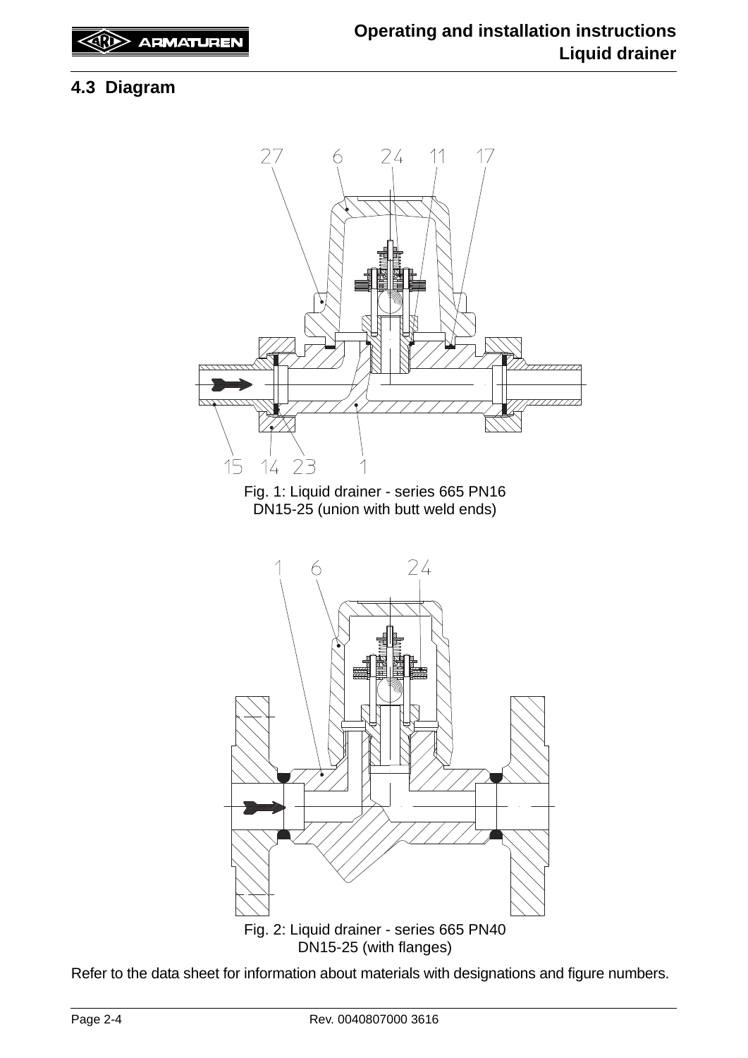## 4.3 Diagram

27 6 24 11 17

15 14 23 1

Fig. 1: Liquid drainer - series 665 PN16
DN15-25 (union with butt weld ends)

1 6 24

Fig. 2: Liquid drainer - series 665 PN40
DN15-25 (with flanges)

Refer to the data sheet for information about materials with designations and figure numbers.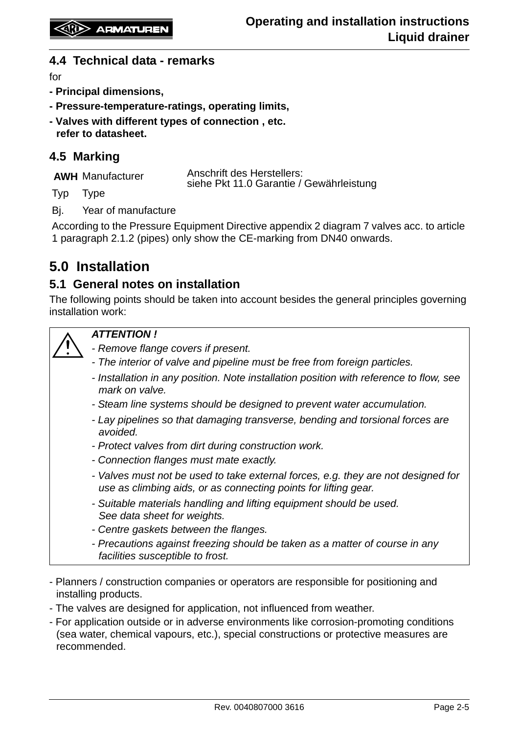## 4.4 Technical data - remarks

for

**- Principal dimensions,**

**- Pressure-temperature-ratings, operating limits,**

**- Valves with different types of connection , etc.**
**refer to datasheet.**

## 4.5 Marking

| | | |
|---|---|---|
| **AWH** | Manufacturer | Anschrift des Herstellers: siehe Pkt 11.0 Garantie / Gewährleistung |
| Typ | Type | |
| Bj. | Year of manufacture | |

According to the Pressure Equipment Directive appendix 2 diagram 7 valves acc. to article 1 paragraph 2.1.2 (pipes) only show the CE-marking from DN40 onwards.

# 5.0 Installation

## 5.1 General notes on installation

The following points should be taken into account besides the general principles governing installation work:

> ***ATTENTION !***
>
> *- Remove flange covers if present.*
>
> *- The interior of valve and pipeline must be free from foreign particles.*
>
> *- Installation in any position. Note installation position with reference to flow, see mark on valve.*
>
> *- Steam line systems should be designed to prevent water accumulation.*
>
> *- Lay pipelines so that damaging transverse, bending and torsional forces are avoided.*
>
> *- Protect valves from dirt during construction work.*
>
> *- Connection flanges must mate exactly.*
>
> *- Valves must not be used to take external forces, e.g. they are not designed for use as climbing aids, or as connecting points for lifting gear.*
>
> *- Suitable materials handling and lifting equipment should be used. See data sheet for weights.*
>
> *- Centre gaskets between the flanges.*
>
> *- Precautions against freezing should be taken as a matter of course in any facilities susceptible to frost.*

- Planners / construction companies or operators are responsible for positioning and installing products.
- The valves are designed for application, not influenced from weather.
- For application outside or in adverse environments like corrosion-promoting conditions (sea water, chemical vapours, etc.), special constructions or protective measures are recommended.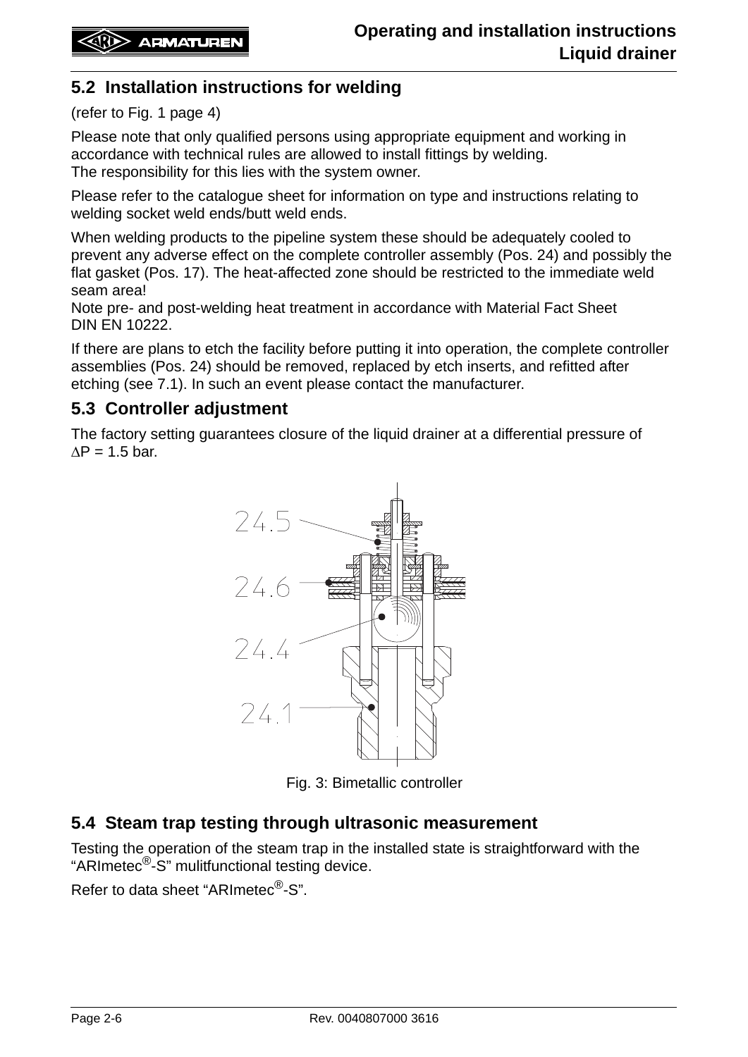## 5.2 Installation instructions for welding

(refer to Fig. 1 page 4)

Please note that only qualified persons using appropriate equipment and working in accordance with technical rules are allowed to install fittings by welding.
The responsibility for this lies with the system owner.

Please refer to the catalogue sheet for information on type and instructions relating to welding socket weld ends/butt weld ends.

When welding products to the pipeline system these should be adequately cooled to prevent any adverse effect on the complete controller assembly (Pos. 24) and possibly the flat gasket (Pos. 17). The heat-affected zone should be restricted to the immediate weld seam area!
Note pre- and post-welding heat treatment in accordance with Material Fact Sheet DIN EN 10222.

If there are plans to etch the facility before putting it into operation, the complete controller assemblies (Pos. 24) should be removed, replaced by etch inserts, and refitted after etching (see 7.1). In such an event please contact the manufacturer.

## 5.3 Controller adjustment

The factory setting guarantees closure of the liquid drainer at a differential pressure of $\Delta P$ = 1.5 bar.

24.5

24.6

24.4

24.1

Fig. 3: Bimetallic controller

## 5.4 Steam trap testing through ultrasonic measurement

Testing the operation of the steam trap in the installed state is straightforward with the “ARImetec®-S” mulitfunctional testing device.

Refer to data sheet “ARImetec®-S”.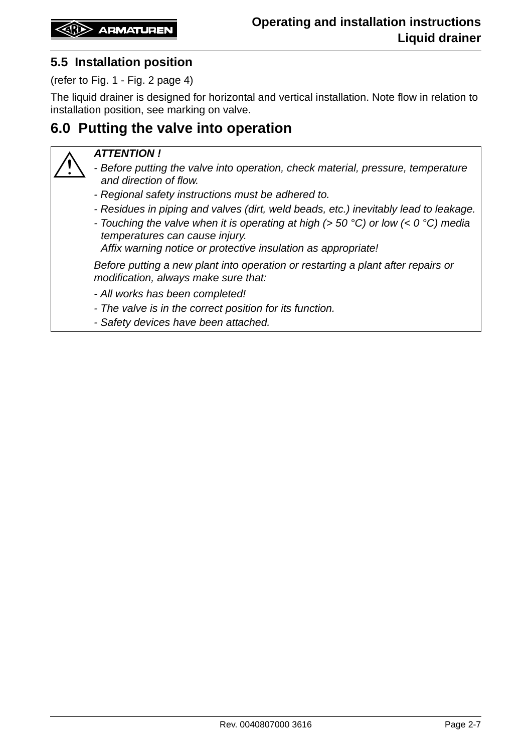## 5.5 Installation position

(refer to Fig. 1 - Fig. 2 page 4)

The liquid drainer is designed for horizontal and vertical installation. Note flow in relation to installation position, see marking on valve.

# 6.0 Putting the valve into operation

> ***ATTENTION !***
>
> - *Before putting the valve into operation, check material, pressure, temperature and direction of flow.*
> - *Regional safety instructions must be adhered to.*
> - *Residues in piping and valves (dirt, weld beads, etc.) inevitably lead to leakage.*
> - *Touching the valve when it is operating at high (> 50 °C) or low (< 0 °C) media temperatures can cause injury.*
>   *Affix warning notice or protective insulation as appropriate!*
>
> *Before putting a new plant into operation or restarting a plant after repairs or modification, always make sure that:*
>
> - *All works has been completed!*
> - *The valve is in the correct position for its function.*
> - *Safety devices have been attached.*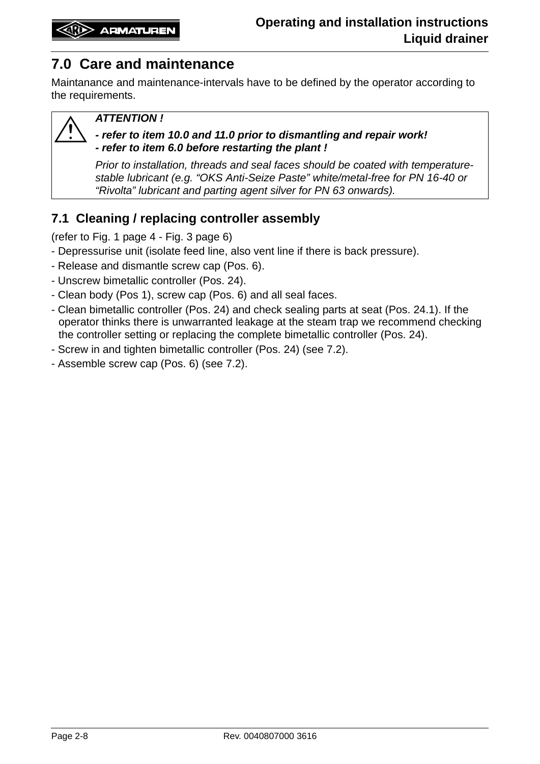## 7.0 Care and maintenance

Maintanance and maintenance-intervals have to be defined by the operator according to the requirements.

> ⚠ ***ATTENTION !***
>
> ***- refer to item 10.0 and 11.0 prior to dismantling and repair work!***
> ***- refer to item 6.0 before restarting the plant !***
>
> *Prior to installation, threads and seal faces should be coated with temperature-stable lubricant (e.g. “OKS Anti-Seize Paste” white/metal-free for PN 16-40 or “Rivolta” lubricant and parting agent silver for PN 63 onwards).*

### 7.1 Cleaning / replacing controller assembly

(refer to Fig. 1 page 4 - Fig. 3 page 6)

- Depressurise unit (isolate feed line, also vent line if there is back pressure).
- Release and dismantle screw cap (Pos. 6).
- Unscrew bimetallic controller (Pos. 24).
- Clean body (Pos 1), screw cap (Pos. 6) and all seal faces.
- Clean bimetallic controller (Pos. 24) and check sealing parts at seat (Pos. 24.1). If the operator thinks there is unwarranted leakage at the steam trap we recommend checking the controller setting or replacing the complete bimetallic controller (Pos. 24).
- Screw in and tighten bimetallic controller (Pos. 24) (see 7.2).
- Assemble screw cap (Pos. 6) (see 7.2).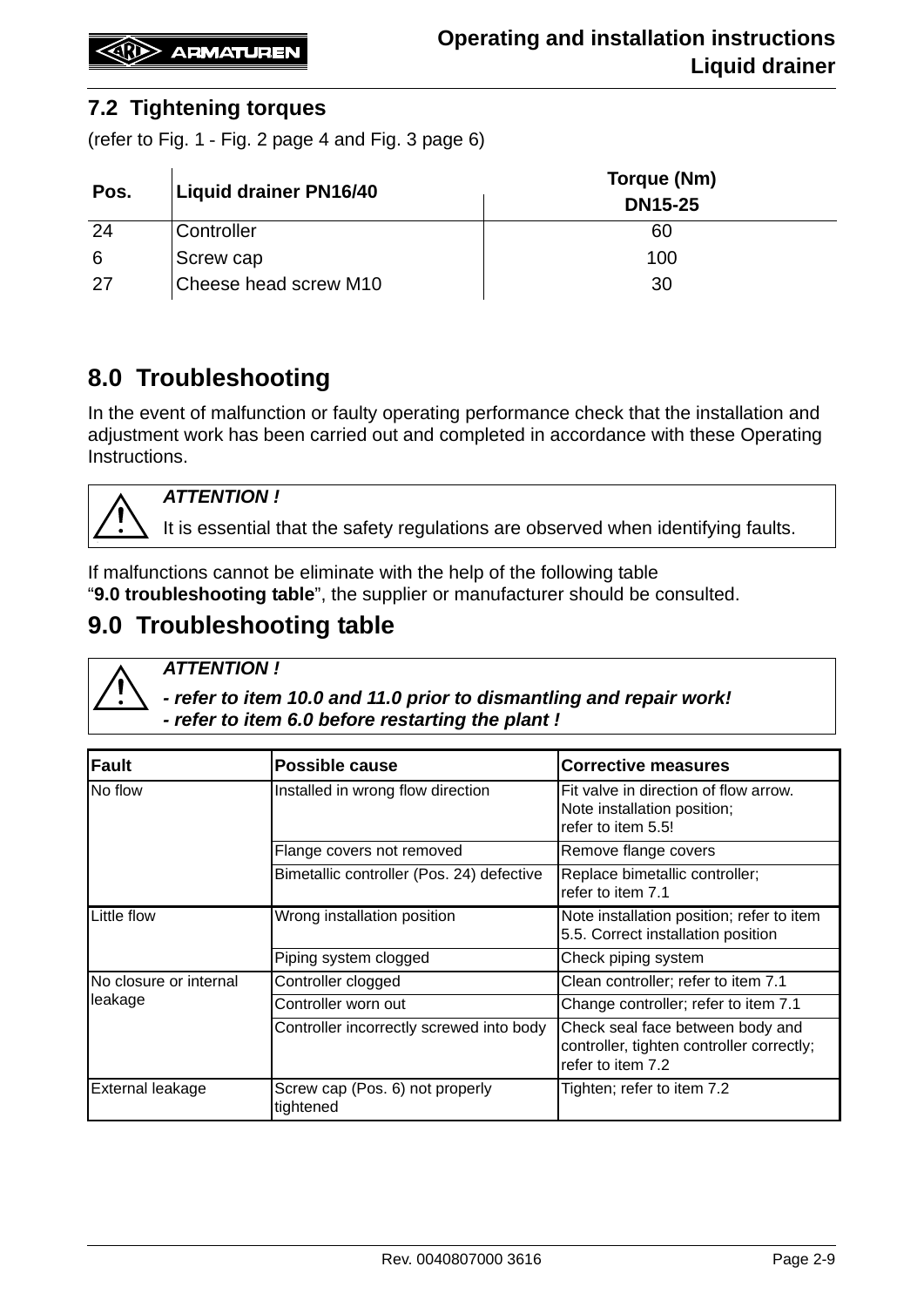## 7.2 Tightening torques

(refer to Fig. 1 - Fig. 2 page 4 and Fig. 3 page 6)

| Pos. | Liquid drainer PN16/40 | Torque (Nm) |
|---|---|---|
| | | DN15-25 |
| 24 | Controller | 60 |
| 6 | Screw cap | 100 |
| 27 | Cheese head screw M10 | 30 |

## 8.0 Troubleshooting

In the event of malfunction or faulty operating performance check that the installation and adjustment work has been carried out and completed in accordance with these Operating Instructions.

> ***ATTENTION !***
>
> It is essential that the safety regulations are observed when identifying faults.

If malfunctions cannot be eliminate with the help of the following table "**9.0 troubleshooting table**", the supplier or manufacturer should be consulted.

## 9.0 Troubleshooting table

> ***ATTENTION !***
>
> ***- refer to item 10.0 and 11.0 prior to dismantling and repair work!***
> ***- refer to item 6.0 before restarting the plant !***

| Fault | Possible cause | Corrective measures |
|---|---|---|
| No flow | Installed in wrong flow direction | Fit valve in direction of flow arrow. Note installation position; refer to item 5.5! |
| | Flange covers not removed | Remove flange covers |
| | Bimetallic controller (Pos. 24) defective | Replace bimetallic controller; refer to item 7.1 |
| Little flow | Wrong installation position | Note installation position; refer to item 5.5. Correct installation position |
| | Piping system clogged | Check piping system |
| No closure or internal leakage | Controller clogged | Clean controller; refer to item 7.1 |
| | Controller worn out | Change controller; refer to item 7.1 |
| | Controller incorrectly screwed into body | Check seal face between body and controller, tighten controller correctly; refer to item 7.2 |
| External leakage | Screw cap (Pos. 6) not properly tightened | Tighten; refer to item 7.2 |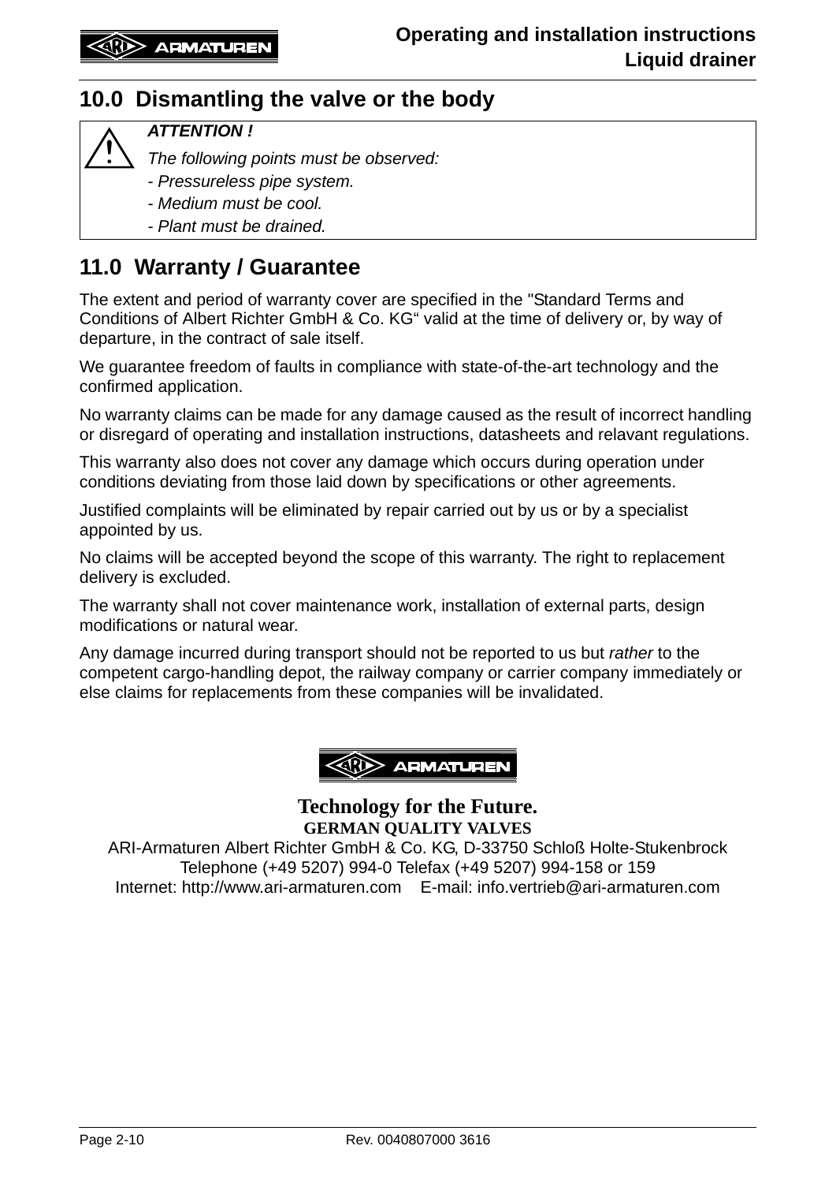## 10.0 Dismantling the valve or the body

> ***ATTENTION !***
>
> *The following points must be observed:*
>
> *- Pressureless pipe system.*
>
> *- Medium must be cool.*
>
> *- Plant must be drained.*

## 11.0 Warranty / Guarantee

The extent and period of warranty cover are specified in the "Standard Terms and Conditions of Albert Richter GmbH & Co. KG" valid at the time of delivery or, by way of departure, in the contract of sale itself.

We guarantee freedom of faults in compliance with state-of-the-art technology and the confirmed application.

No warranty claims can be made for any damage caused as the result of incorrect handling or disregard of operating and installation instructions, datasheets and relavant regulations.

This warranty also does not cover any damage which occurs during operation under conditions deviating from those laid down by specifications or other agreements.

Justified complaints will be eliminated by repair carried out by us or by a specialist appointed by us.

No claims will be accepted beyond the scope of this warranty. The right to replacement delivery is excluded.

The warranty shall not cover maintenance work, installation of external parts, design modifications or natural wear.

Any damage incurred during transport should not be reported to us but *rather* to the competent cargo-handling depot, the railway company or carrier company immediately or else claims for replacements from these companies will be invalidated.

**Technology for the Future.**
**GERMAN QUALITY VALVES**
ARI-Armaturen Albert Richter GmbH & Co. KG, D-33750 Schloß Holte-Stukenbrock
Telephone (+49 5207) 994-0 Telefax (+49 5207) 994-158 or 159
Internet: http://www.ari-armaturen.com E-mail: info.vertrieb@ari-armaturen.com